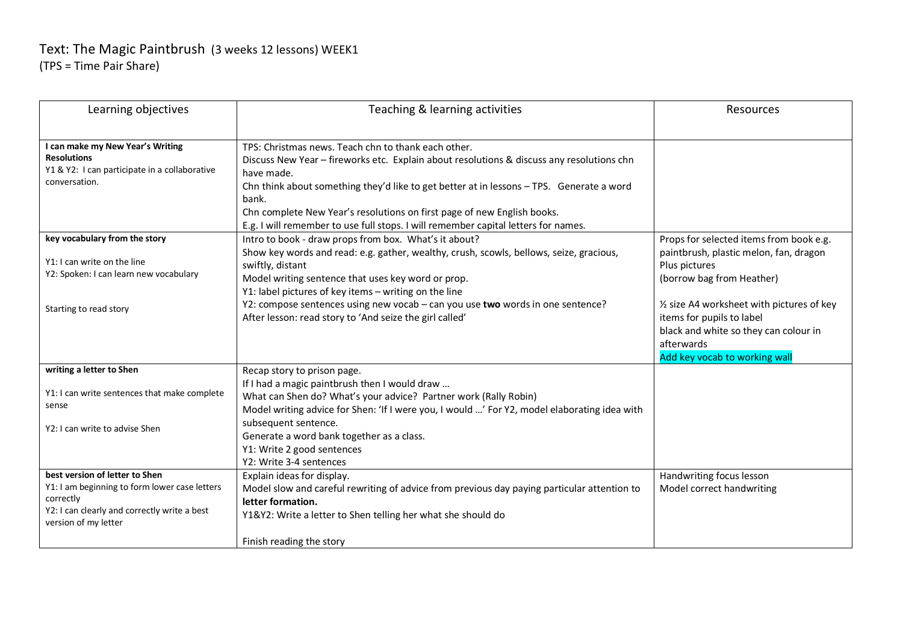Text: The Magic Paintbrush (3 weeks 12 lessons) WEEK1
(TPS = Time Pair Share)

| Learning objectives | Teaching & learning activities | Resources |
|---|---|---|
| **I can make my New Year's Writing Resolutions**<br>Y1 & Y2: I can participate in a collaborative conversation. | TPS: Christmas news. Teach chn to thank each other.<br>Discuss New Year – fireworks etc. Explain about resolutions & discuss any resolutions chn have made.<br>Chn think about something they'd like to get better at in lessons – TPS. Generate a word bank.<br>Chn complete New Year's resolutions on first page of new English books.<br>E.g. I will remember to use full stops. I will remember capital letters for names. | |
| **key vocabulary from the story**<br><br>Y1: I can write on the line<br>Y2: Spoken: I can learn new vocabulary<br><br>Starting to read story | Intro to book - draw props from box. What's it about?<br>Show key words and read: e.g. gather, wealthy, crush, scowls, bellows, seize, gracious, swiftly, distant<br>Model writing sentence that uses key word or prop.<br>Y1: label pictures of key items – writing on the line<br>Y2: compose sentences using new vocab – can you use **two** words in one sentence?<br>After lesson: read story to 'And seize the girl called' | Props for selected items from book e.g. paintbrush, plastic melon, fan, dragon<br>Plus pictures<br>(borrow bag from Heather)<br><br>½ size A4 worksheet with pictures of key items for pupils to label<br>black and white so they can colour in afterwards<br>Add key vocab to working wall |
| **writing a letter to Shen**<br><br>Y1: I can write sentences that make complete sense<br><br>Y2: I can write to advise Shen | Recap story to prison page.<br>If I had a magic paintbrush then I would draw …<br>What can Shen do? What's your advice? Partner work (Rally Robin)<br>Model writing advice for Shen: 'If I were you, I would …' For Y2, model elaborating idea with subsequent sentence.<br>Generate a word bank together as a class.<br>Y1: Write 2 good sentences<br>Y2: Write 3-4 sentences | |
| **best version of letter to Shen**<br>Y1: I am beginning to form lower case letters correctly<br>Y2: I can clearly and correctly write a best version of my letter | Explain ideas for display.<br>Model slow and careful rewriting of advice from previous day paying particular attention to **letter formation.**<br>Y1&Y2: Write a letter to Shen telling her what she should do<br><br>Finish reading the story | Handwriting focus lesson<br>Model correct handwriting |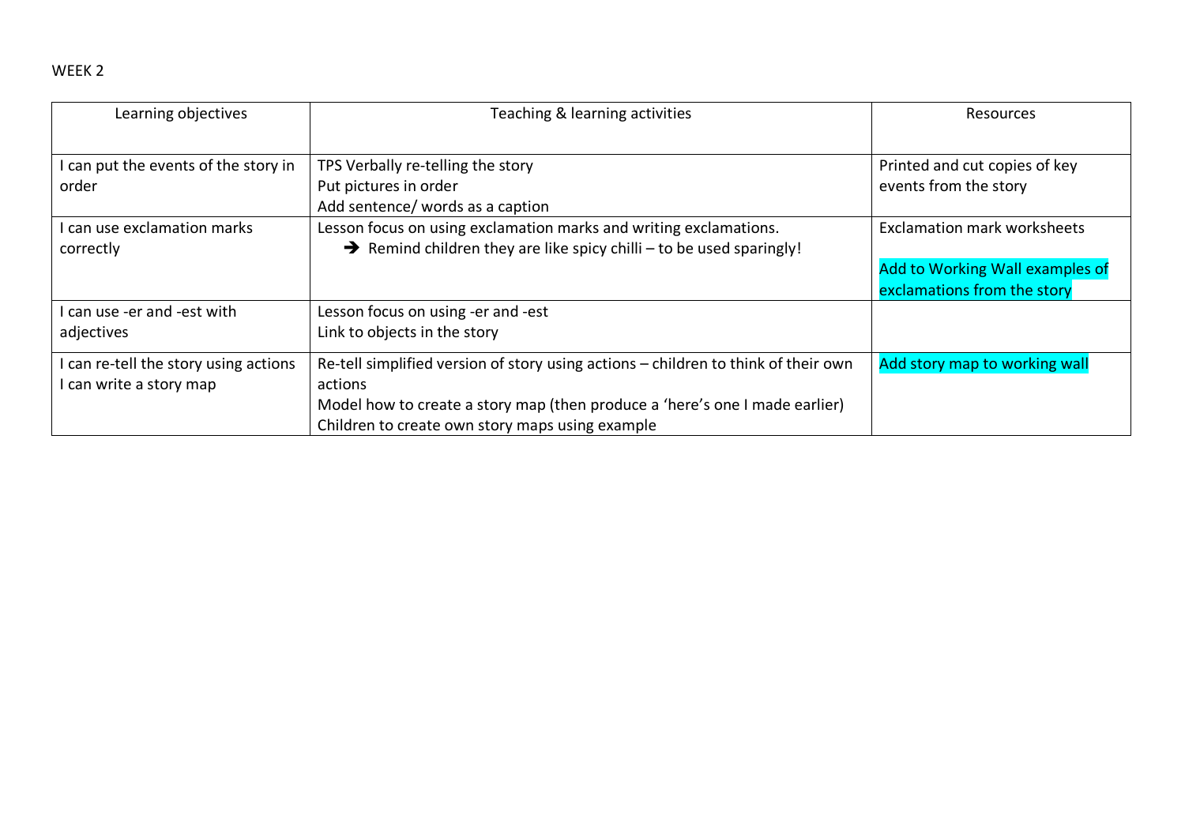WEEK 2

| Learning objectives | Teaching & learning activities | Resources |
| --- | --- | --- |
| I can put the events of the story in order | TPS Verbally re-telling the story<br>Put pictures in order<br>Add sentence/ words as a caption | Printed and cut copies of key events from the story |
| I can use exclamation marks correctly | Lesson focus on using exclamation marks and writing exclamations.<br>➔ Remind children they are like spicy chilli – to be used sparingly! | Exclamation mark worksheets<br><br>Add to Working Wall examples of exclamations from the story |
| I can use -er and -est with adjectives | Lesson focus on using -er and -est<br>Link to objects in the story | |
| I can re-tell the story using actions<br>I can write a story map | Re-tell simplified version of story using actions – children to think of their own actions<br>Model how to create a story map (then produce a 'here's one I made earlier)<br>Children to create own story maps using example | Add story map to working wall |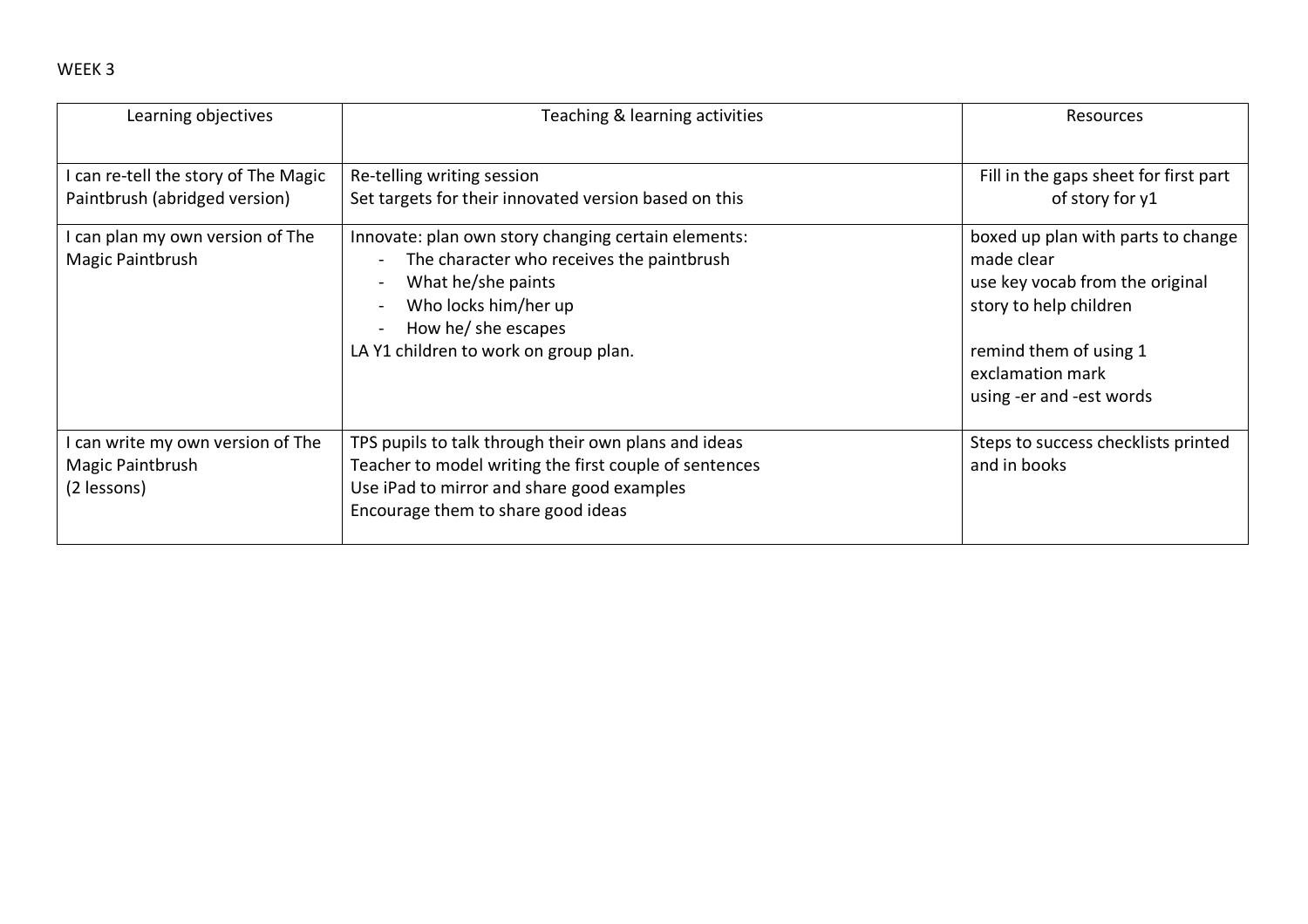WEEK 3

| Learning objectives | Teaching & learning activities | Resources |
|---|---|---|
| I can re-tell the story of The Magic Paintbrush (abridged version) | Re-telling writing session<br>Set targets for their innovated version based on this | Fill in the gaps sheet for first part of story for y1 |
| I can plan my own version of The Magic Paintbrush | Innovate: plan own story changing certain elements:<br>- The character who receives the paintbrush<br>- What he/she paints<br>- Who locks him/her up<br>- How he/ she escapes<br>LA Y1 children to work on group plan. | boxed up plan with parts to change made clear<br>use key vocab from the original story to help children<br><br>remind them of using 1 exclamation mark<br>using -er and -est words |
| I can write my own version of The Magic Paintbrush<br>(2 lessons) | TPS pupils to talk through their own plans and ideas<br>Teacher to model writing the first couple of sentences<br>Use iPad to mirror and share good examples<br>Encourage them to share good ideas | Steps to success checklists printed and in books |